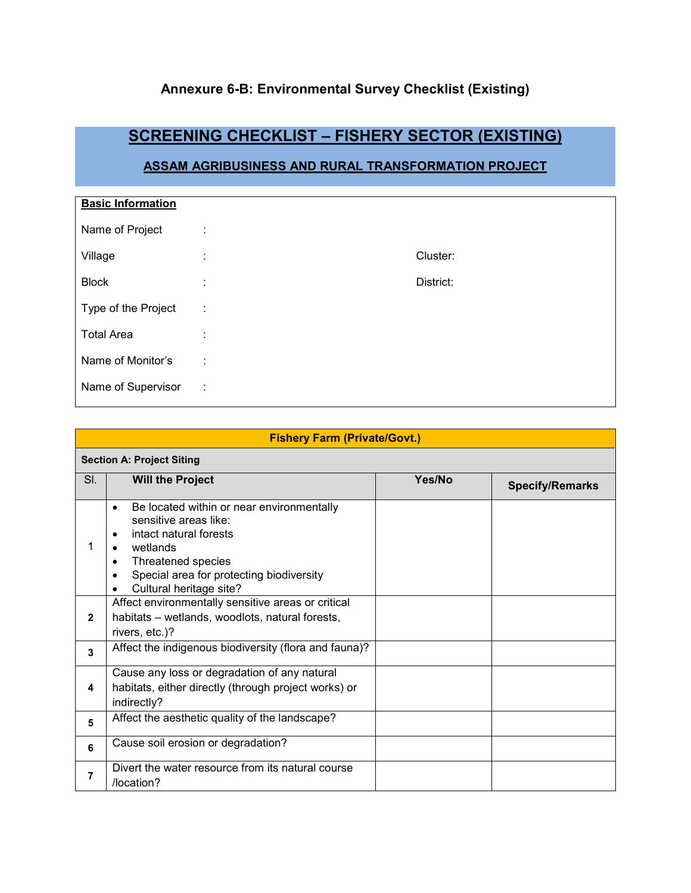# Annexure 6-B: Environmental Survey Checklist (Existing)

## SCREENING CHECKLIST – FISHERY SECTOR (EXISTING)

### ASSAM AGRIBUSINESS AND RURAL TRANSFORMATION PROJECT

**Basic Information**

Name of Project :

Village : Cluster:

Block : District:

Type of the Project :

Total Area :

Name of Monitor's :

Name of Supervisor :

| Fishery Farm (Private/Govt.) | | | |
|---|---|---|---|
| **Section A: Project Siting** | | | |
| Sl. | **Will the Project** | **Yes/No** | **Specify/Remarks** |
| 1 | • Be located within or near environmentally sensitive areas like:<br>• intact natural forests<br>• wetlands<br>• Threatened species<br>• Special area for protecting biodiversity<br>• Cultural heritage site? | | |
| **2** | Affect environmentally sensitive areas or critical habitats – wetlands, woodlots, natural forests, rivers, etc.)? | | |
| **3** | Affect the indigenous biodiversity (flora and fauna)? | | |
| **4** | Cause any loss or degradation of any natural habitats, either directly (through project works) or indirectly? | | |
| **5** | Affect the aesthetic quality of the landscape? | | |
| **6** | Cause soil erosion or degradation? | | |
| **7** | Divert the water resource from its natural course /location? | | |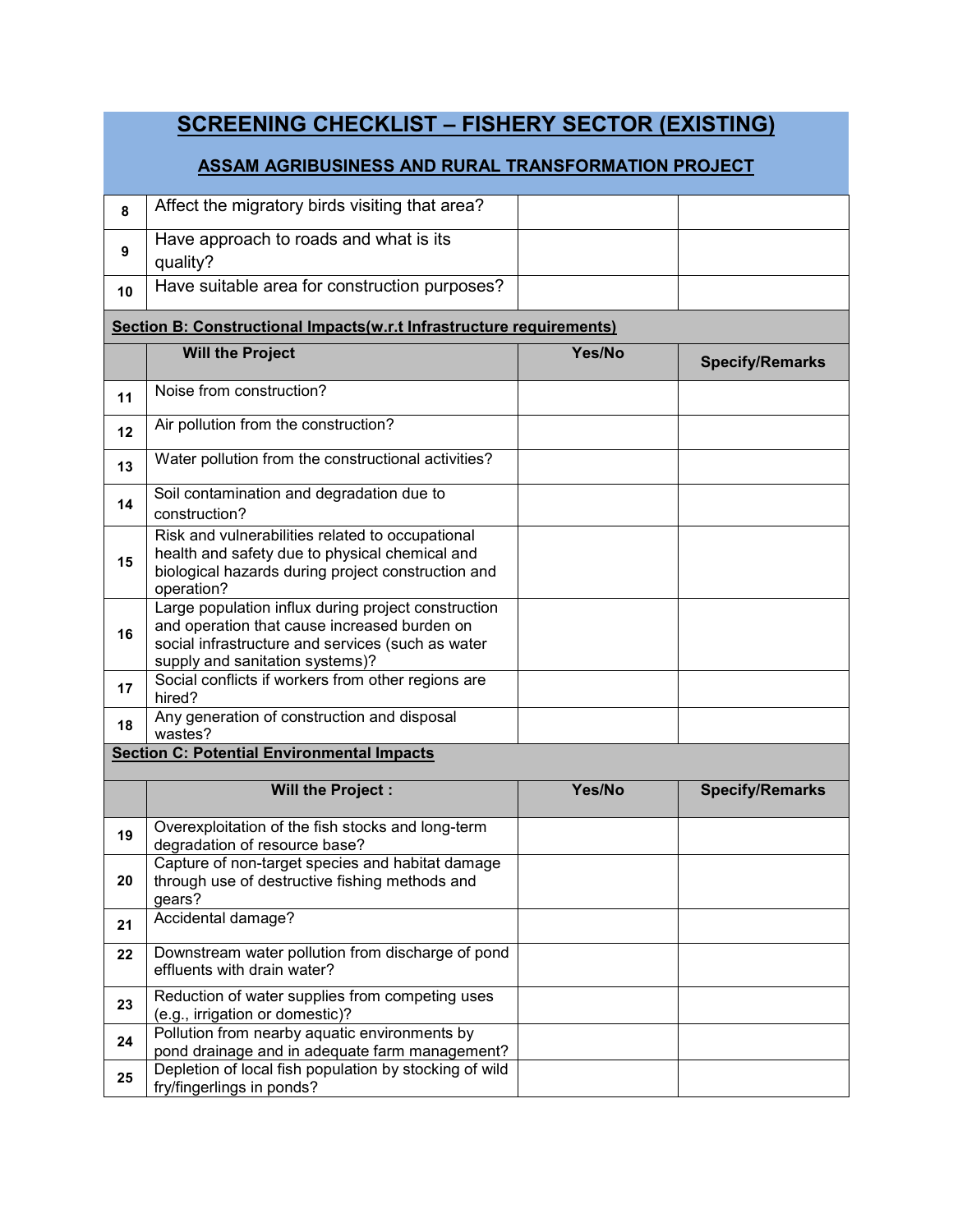# SCREENING CHECKLIST – FISHERY SECTOR (EXISTING)

## ASSAM AGRIBUSINESS AND RURAL TRANSFORMATION PROJECT

| | | | |
|---|---|---|---|
| 8 | Affect the migratory birds visiting that area? | | |
| 9 | Have approach to roads and what is its quality? | | |
| 10 | Have suitable area for construction purposes? | | |

**Section B: Constructional Impacts(w.r.t Infrastructure requirements)**

| | Will the Project | Yes/No | Specify/Remarks |
|---|---|---|---|
| 11 | Noise from construction? | | |
| 12 | Air pollution from the construction? | | |
| 13 | Water pollution from the constructional activities? | | |
| 14 | Soil contamination and degradation due to construction? | | |
| 15 | Risk and vulnerabilities related to occupational health and safety due to physical chemical and biological hazards during project construction and operation? | | |
| 16 | Large population influx during project construction and operation that cause increased burden on social infrastructure and services (such as water supply and sanitation systems)? | | |
| 17 | Social conflicts if workers from other regions are hired? | | |
| 18 | Any generation of construction and disposal wastes? | | |

**Section C: Potential Environmental Impacts**

| | Will the Project : | Yes/No | Specify/Remarks |
|---|---|---|---|
| 19 | Overexploitation of the fish stocks and long-term degradation of resource base? | | |
| 20 | Capture of non-target species and habitat damage through use of destructive fishing methods and gears? | | |
| 21 | Accidental damage? | | |
| 22 | Downstream water pollution from discharge of pond effluents with drain water? | | |
| 23 | Reduction of water supplies from competing uses (e.g., irrigation or domestic)? | | |
| 24 | Pollution from nearby aquatic environments by pond drainage and in adequate farm management? | | |
| 25 | Depletion of local fish population by stocking of wild fry/fingerlings in ponds? | | |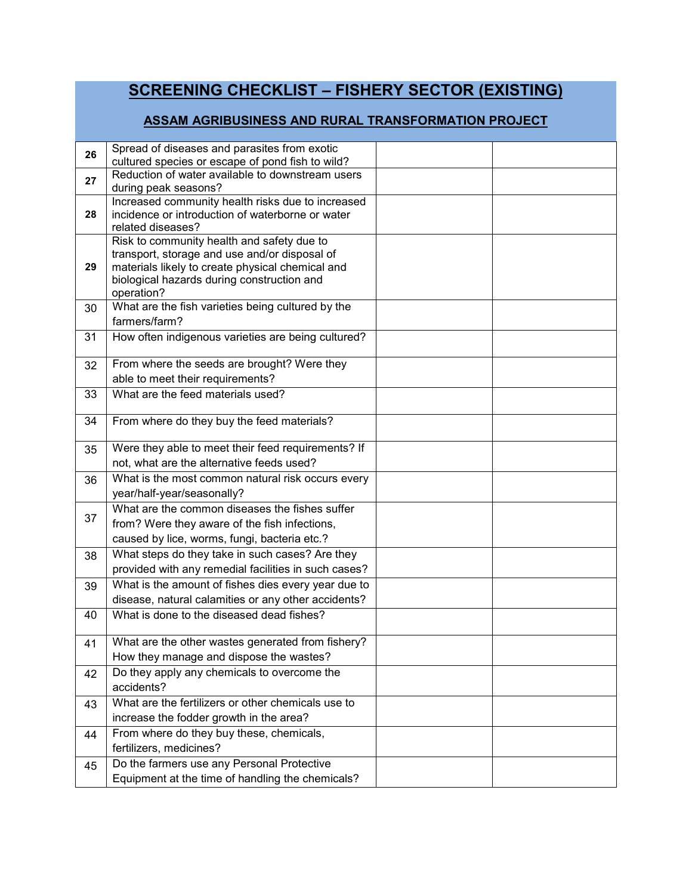# SCREENING CHECKLIST – FISHERY SECTOR (EXISTING)

## ASSAM AGRIBUSINESS AND RURAL TRANSFORMATION PROJECT

| | | | |
|---|---|---|---|
| **26** | Spread of diseases and parasites from exotic cultured species or escape of pond fish to wild? | | |
| **27** | Reduction of water available to downstream users during peak seasons? | | |
| **28** | Increased community health risks due to increased incidence or introduction of waterborne or water related diseases? | | |
| **29** | Risk to community health and safety due to transport, storage and use and/or disposal of materials likely to create physical chemical and biological hazards during construction and operation? | | |
| 30 | What are the fish varieties being cultured by the farmers/farm? | | |
| 31 | How often indigenous varieties are being cultured? | | |
| 32 | From where the seeds are brought? Were they able to meet their requirements? | | |
| 33 | What are the feed materials used? | | |
| 34 | From where do they buy the feed materials? | | |
| 35 | Were they able to meet their feed requirements? If not, what are the alternative feeds used? | | |
| 36 | What is the most common natural risk occurs every year/half-year/seasonally? | | |
| 37 | What are the common diseases the fishes suffer from? Were they aware of the fish infections, caused by lice, worms, fungi, bacteria etc.? | | |
| 38 | What steps do they take in such cases? Are they provided with any remedial facilities in such cases? | | |
| 39 | What is the amount of fishes dies every year due to disease, natural calamities or any other accidents? | | |
| 40 | What is done to the diseased dead fishes? | | |
| 41 | What are the other wastes generated from fishery? How they manage and dispose the wastes? | | |
| 42 | Do they apply any chemicals to overcome the accidents? | | |
| 43 | What are the fertilizers or other chemicals use to increase the fodder growth in the area? | | |
| 44 | From where do they buy these, chemicals, fertilizers, medicines? | | |
| 45 | Do the farmers use any Personal Protective Equipment at the time of handling the chemicals? | | |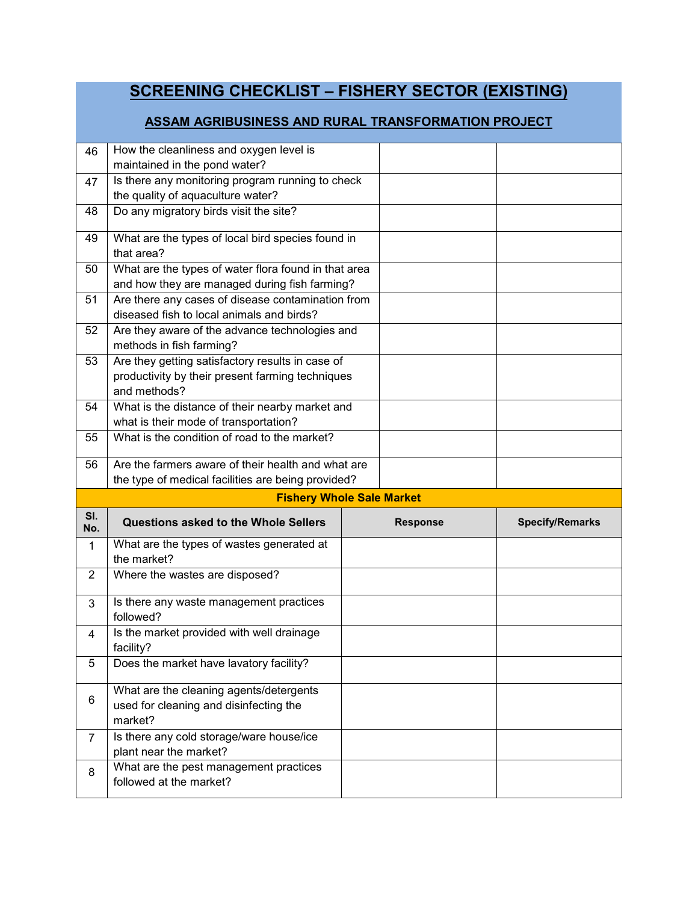# SCREENING CHECKLIST – FISHERY SECTOR (EXISTING)

## ASSAM AGRIBUSINESS AND RURAL TRANSFORMATION PROJECT

| | | | |
|---|---|---|---|
| 46 | How the cleanliness and oxygen level is maintained in the pond water? | | |
| 47 | Is there any monitoring program running to check the quality of aquaculture water? | | |
| 48 | Do any migratory birds visit the site? | | |
| 49 | What are the types of local bird species found in that area? | | |
| 50 | What are the types of water flora found in that area and how they are managed during fish farming? | | |
| 51 | Are there any cases of disease contamination from diseased fish to local animals and birds? | | |
| 52 | Are they aware of the advance technologies and methods in fish farming? | | |
| 53 | Are they getting satisfactory results in case of productivity by their present farming techniques and methods? | | |
| 54 | What is the distance of their nearby market and what is their mode of transportation? | | |
| 55 | What is the condition of road to the market? | | |
| 56 | Are the farmers aware of their health and what are the type of medical facilities are being provided? | | |

**Fishery Whole Sale Market**

| Sl. No. | Questions asked to the Whole Sellers | Response | Specify/Remarks |
|---|---|---|---|
| 1 | What are the types of wastes generated at the market? | | |
| 2 | Where the wastes are disposed? | | |
| 3 | Is there any waste management practices followed? | | |
| 4 | Is the market provided with well drainage facility? | | |
| 5 | Does the market have lavatory facility? | | |
| 6 | What are the cleaning agents/detergents used for cleaning and disinfecting the market? | | |
| 7 | Is there any cold storage/ware house/ice plant near the market? | | |
| 8 | What are the pest management practices followed at the market? | | |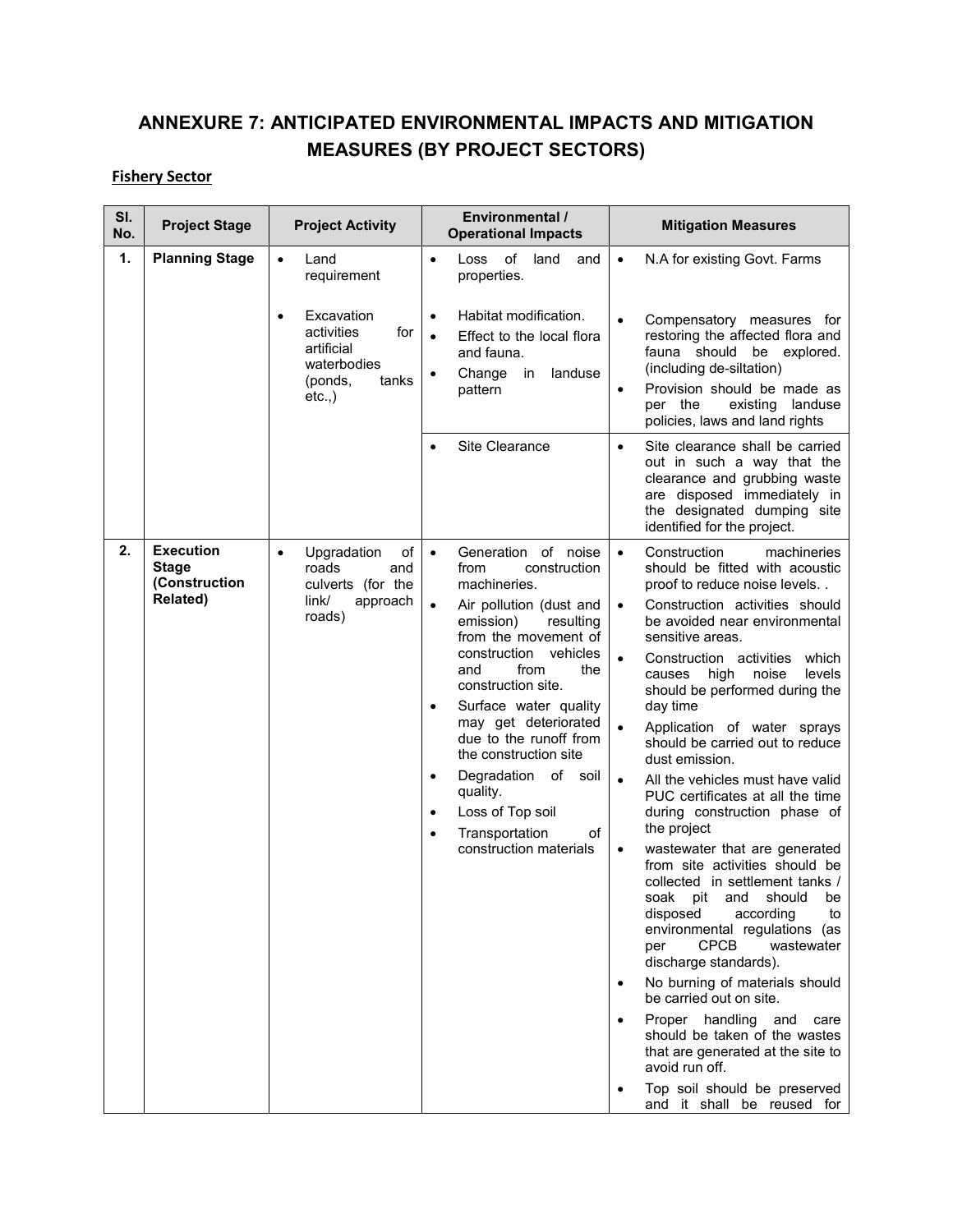# ANNEXURE 7: ANTICIPATED ENVIRONMENTAL IMPACTS AND MITIGATION MEASURES (BY PROJECT SECTORS)

**Fishery Sector**

| Sl. No. | Project Stage | Project Activity | Environmental / Operational Impacts | Mitigation Measures |
|---|---|---|---|---|
| **1.** | **Planning Stage** | • Land requirement | • Loss of land and properties. | • N.A for existing Govt. Farms |
| | | • Excavation activities for artificial waterbodies (ponds, tanks etc.,) | • Habitat modification.<br>• Effect to the local flora and fauna.<br>• Change in landuse pattern | • Compensatory measures for restoring the affected flora and fauna should be explored. (including de-siltation)<br>• Provision should be made as per the existing landuse policies, laws and land rights |
| | | | • Site Clearance | • Site clearance shall be carried out in such a way that the clearance and grubbing waste are disposed immediately in the designated dumping site identified for the project. |
| **2.** | **Execution Stage (Construction Related)** | • Upgradation of roads and culverts (for the link/ approach roads) | • Generation of noise from construction machineries.<br>• Air pollution (dust and emission) resulting from the movement of construction vehicles and from the construction site.<br>• Surface water quality may get deteriorated due to the runoff from the construction site<br>• Degradation of soil quality.<br>• Loss of Top soil<br>• Transportation of construction materials | • Construction machineries should be fitted with acoustic proof to reduce noise levels. .<br>• Construction activities should be avoided near environmental sensitive areas.<br>• Construction activities which causes high noise levels should be performed during the day time<br>• Application of water sprays should be carried out to reduce dust emission.<br>• All the vehicles must have valid PUC certificates at all the time during construction phase of the project<br>• wastewater that are generated from site activities should be collected in settlement tanks / soak pit and should be disposed according to environmental regulations (as per CPCB wastewater discharge standards).<br>• No burning of materials should be carried out on site.<br>• Proper handling and care should be taken of the wastes that are generated at the site to avoid run off.<br>• Top soil should be preserved and it shall be reused for |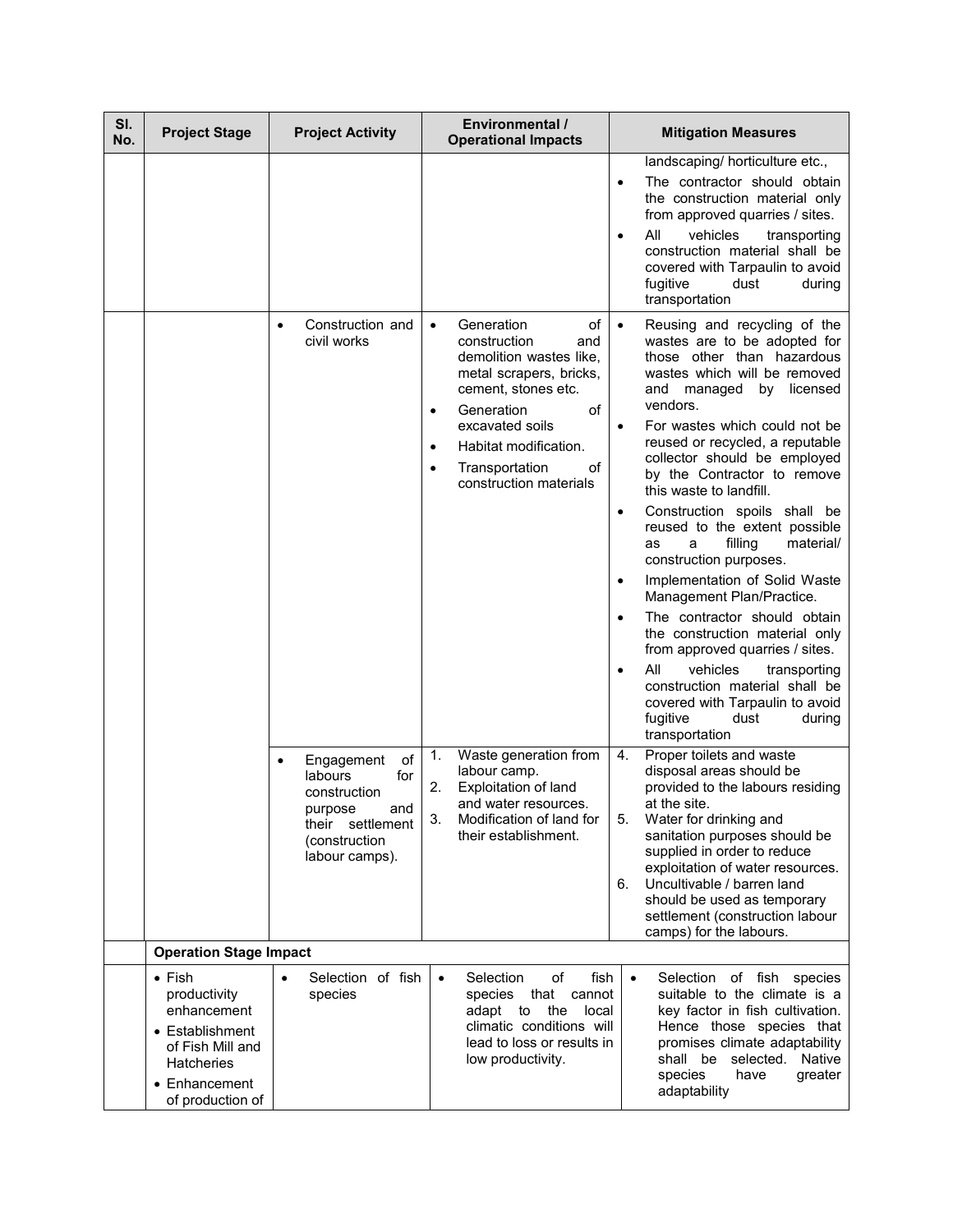| Sl. No. | Project Stage | Project Activity | Environmental / Operational Impacts | Mitigation Measures |
|---|---|---|---|---|
| | | | | landscaping/ horticulture etc.,<br>• The contractor should obtain the construction material only from approved quarries / sites.<br>• All vehicles transporting construction material shall be covered with Tarpaulin to avoid fugitive dust during transportation |
| | | • Construction and civil works | • Generation of construction and demolition wastes like, metal scrapers, bricks, cement, stones etc.<br>• Generation of excavated soils<br>• Habitat modification.<br>• Transportation of construction materials | • Reusing and recycling of the wastes are to be adopted for those other than hazardous wastes which will be removed and managed by licensed vendors.<br>• For wastes which could not be reused or recycled, a reputable collector should be employed by the Contractor to remove this waste to landfill.<br>• Construction spoils shall be reused to the extent possible as a filling material/ construction purposes.<br>• Implementation of Solid Waste Management Plan/Practice.<br>• The contractor should obtain the construction material only from approved quarries / sites.<br>• All vehicles transporting construction material shall be covered with Tarpaulin to avoid fugitive dust during transportation |
| | | • Engagement of labours for construction purpose and their settlement (construction labour camps). | 1. Waste generation from labour camp.<br>2. Exploitation of land and water resources.<br>3. Modification of land for their establishment. | 4. Proper toilets and waste disposal areas should be provided to the labours residing at the site.<br>5. Water for drinking and sanitation purposes should be supplied in order to reduce exploitation of water resources.<br>6. Uncultivable / barren land should be used as temporary settlement (construction labour camps) for the labours. |
| | **Operation Stage Impact** | | | |
| | • Fish productivity enhancement<br>• Establishment of Fish Mill and Hatcheries<br>• Enhancement of production of | • Selection of fish species | • Selection of fish species that cannot adapt to the local climatic conditions will lead to loss or results in low productivity. | • Selection of fish species suitable to the climate is a key factor in fish cultivation. Hence those species that promises climate adaptability shall be selected. Native species have greater adaptability |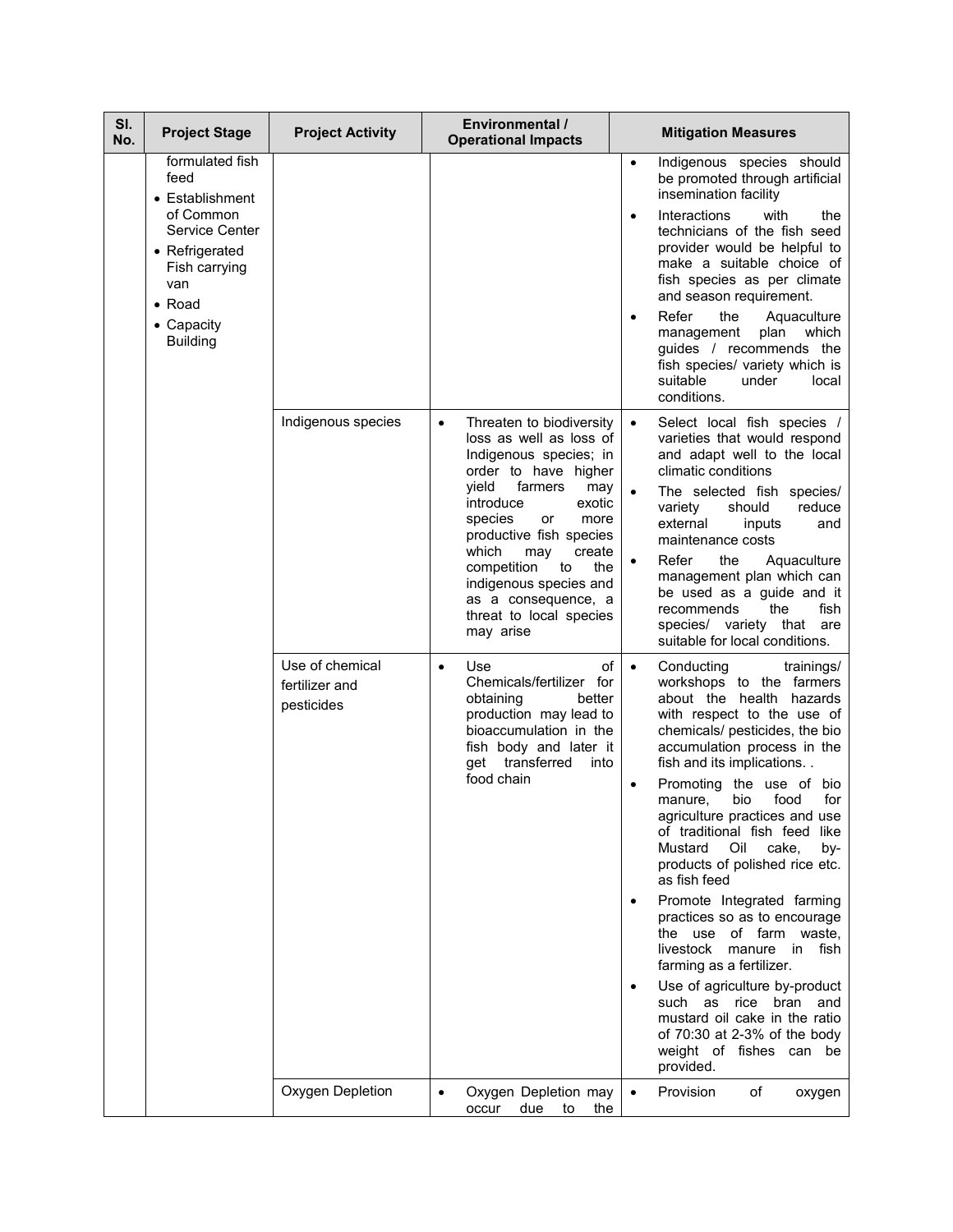| Sl. No. | Project Stage | Project Activity | Environmental / Operational Impacts | Mitigation Measures |
|---|---|---|---|---|
| | formulated fish feed<br>• Establishment of Common Service Center<br>• Refrigerated Fish carrying van<br>• Road<br>• Capacity Building | | | • Indigenous species should be promoted through artificial insemination facility<br>• Interactions with the technicians of the fish seed provider would be helpful to make a suitable choice of fish species as per climate and season requirement.<br>• Refer the Aquaculture management plan which guides / recommends the fish species/ variety which is suitable under local conditions. |
| | | Indigenous species | • Threaten to biodiversity loss as well as loss of Indigenous species; in order to have higher yield farmers may introduce exotic species or more productive fish species which may create competition to the indigenous species and as a consequence, a threat to local species may arise | • Select local fish species / varieties that would respond and adapt well to the local climatic conditions<br>• The selected fish species/ variety should reduce external inputs and maintenance costs<br>• Refer the Aquaculture management plan which can be used as a guide and it recommends the fish species/ variety that are suitable for local conditions. |
| | | Use of chemical fertilizer and pesticides | • Use of Chemicals/fertilizer for obtaining better production may lead to bioaccumulation in the fish body and later it get transferred into food chain | • Conducting trainings/ workshops to the farmers about the health hazards with respect to the use of chemicals/ pesticides, the bio accumulation process in the fish and its implications. .<br>• Promoting the use of bio manure, bio food for agriculture practices and use of traditional fish feed like Mustard Oil cake, by-products of polished rice etc. as fish feed<br>• Promote Integrated farming practices so as to encourage the use of farm waste, livestock manure in fish farming as a fertilizer.<br>• Use of agriculture by-product such as rice bran and mustard oil cake in the ratio of 70:30 at 2-3% of the body weight of fishes can be provided. |
| | | Oxygen Depletion | • Oxygen Depletion may occur due to the | • Provision of oxygen |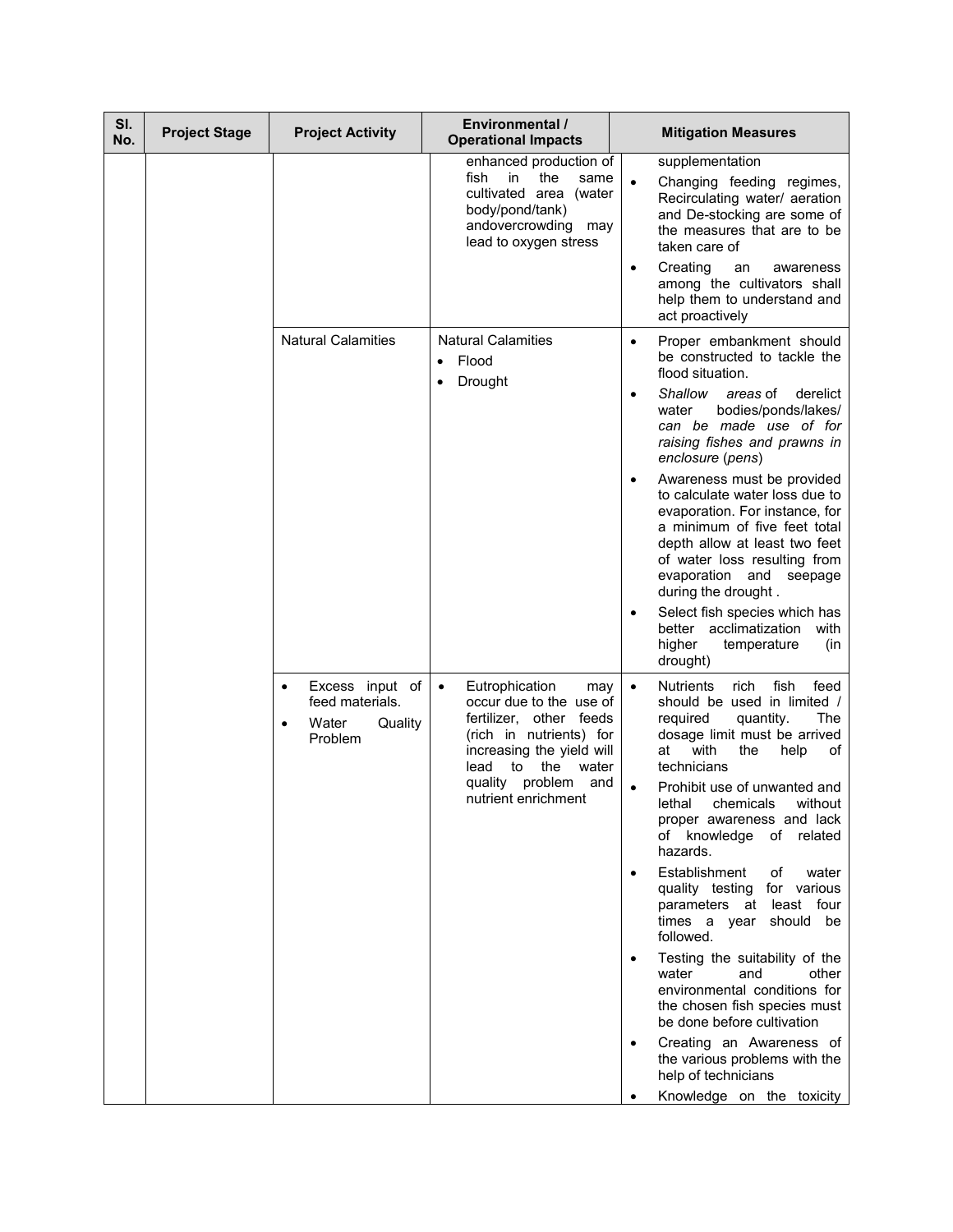| Sl. No. | Project Stage | Project Activity | Environmental / Operational Impacts | Mitigation Measures |
|---|---|---|---|---|
| | | | enhanced production of fish in the same cultivated area (water body/pond/tank) andovercrowding may lead to oxygen stress | supplementation<br>• Changing feeding regimes, Recirculating water/ aeration and De-stocking are some of the measures that are to be taken care of<br>• Creating an awareness among the cultivators shall help them to understand and act proactively |
| | | Natural Calamities | Natural Calamities<br>• Flood<br>• Drought | • Proper embankment should be constructed to tackle the flood situation.<br>• *Shallow areas* of derelict water bodies/ponds/lakes/ *can be made use of for raising fishes and prawns in enclosure* (*pens*)<br>• Awareness must be provided to calculate water loss due to evaporation. For instance, for a minimum of five feet total depth allow at least two feet of water loss resulting from evaporation and seepage during the drought .<br>• Select fish species which has better acclimatization with higher temperature (in drought) |
| | | • Excess input of feed materials.<br>• Water Quality Problem | • Eutrophication may occur due to the use of fertilizer, other feeds (rich in nutrients) for increasing the yield will lead to the water quality problem and nutrient enrichment | • Nutrients rich fish feed should be used in limited / required quantity. The dosage limit must be arrived at with the help of technicians<br>• Prohibit use of unwanted and lethal chemicals without proper awareness and lack of knowledge of related hazards.<br>• Establishment of water quality testing for various parameters at least four times a year should be followed.<br>• Testing the suitability of the water and other environmental conditions for the chosen fish species must be done before cultivation<br>• Creating an Awareness of the various problems with the help of technicians<br>• Knowledge on the toxicity |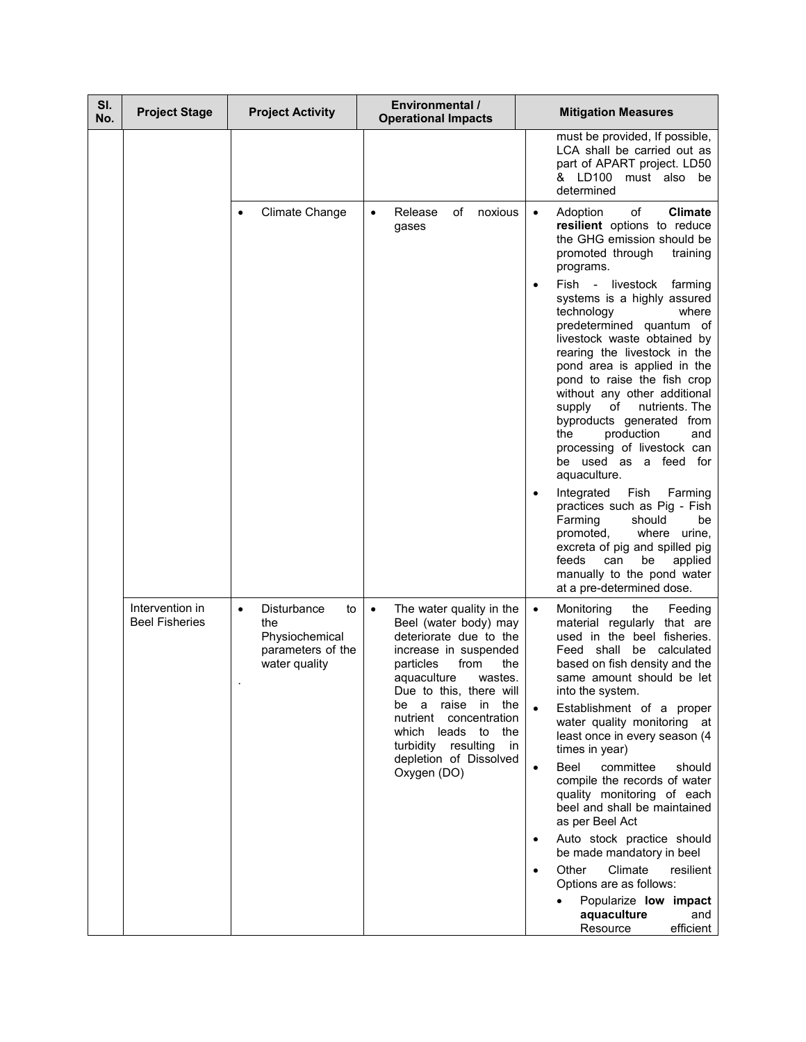| Sl. No. | Project Stage | Project Activity | Environmental / Operational Impacts | Mitigation Measures |
|---|---|---|---|---|
| | | | | must be provided, If possible, LCA shall be carried out as part of APART project. LD50 & LD100 must also be determined |
| | | • Climate Change | • Release of noxious gases | • Adoption of **Climate resilient** options to reduce the GHG emission should be promoted through training programs.<br>• Fish - livestock farming systems is a highly assured technology where predetermined quantum of livestock waste obtained by rearing the livestock in the pond area is applied in the pond to raise the fish crop without any other additional supply of nutrients. The byproducts generated from the production and processing of livestock can be used as a feed for aquaculture.<br>• Integrated Fish Farming practices such as Pig - Fish Farming should be promoted, where urine, excreta of pig and spilled pig feeds can be applied manually to the pond water at a pre-determined dose. |
| | Intervention in Beel Fisheries | • Disturbance to the Physiochemical parameters of the water quality<br>. | • The water quality in the Beel (water body) may deteriorate due to the increase in suspended particles from the aquaculture wastes. Due to this, there will be a raise in the nutrient concentration which leads to the turbidity resulting in depletion of Dissolved Oxygen (DO) | • Monitoring the Feeding material regularly that are used in the beel fisheries. Feed shall be calculated based on fish density and the same amount should be let into the system.<br>• Establishment of a proper water quality monitoring at least once in every season (4 times in year)<br>• Beel committee should compile the records of water quality monitoring of each beel and shall be maintained as per Beel Act<br>• Auto stock practice should be made mandatory in beel<br>• Other Climate resilient Options are as follows:<br>  • Popularize **low impact aquaculture** and Resource efficient |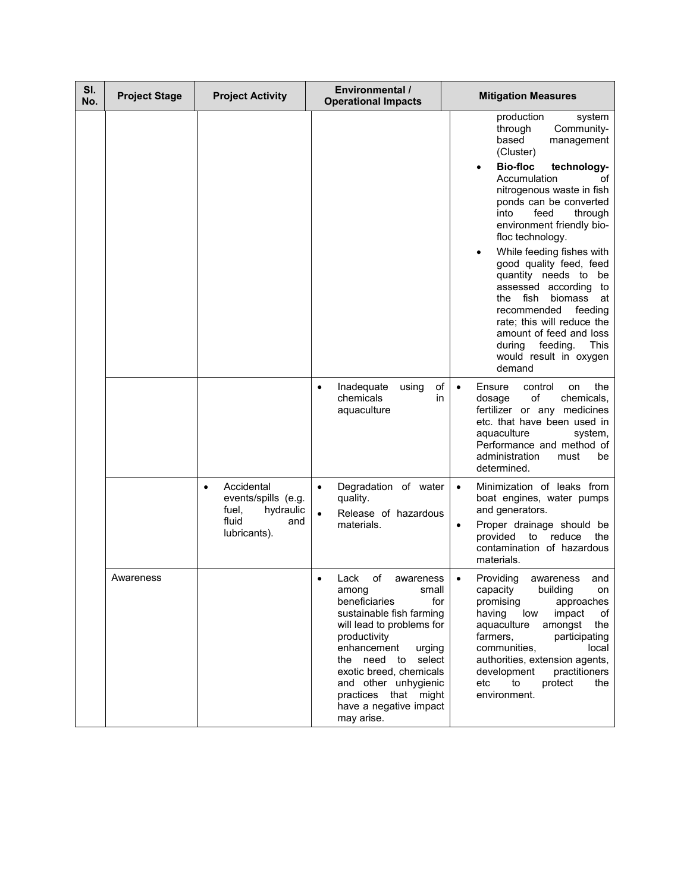| Sl. No. | Project Stage | Project Activity | Environmental / Operational Impacts | Mitigation Measures |
|---|---|---|---|---|
| | | | | production system through Community-based management (Cluster)<br>• **Bio-floc technology-** Accumulation of nitrogenous waste in fish ponds can be converted into feed through environment friendly bio-floc technology.<br>• While feeding fishes with good quality feed, feed quantity needs to be assessed according to the fish biomass at recommended feeding rate; this will reduce the amount of feed and loss during feeding. This would result in oxygen demand |
| | | | • Inadequate using of chemicals in aquaculture | • Ensure control on the dosage of chemicals, fertilizer or any medicines etc. that have been used in aquaculture system, Performance and method of administration must be determined. |
| | | • Accidental events/spills (e.g. fuel, hydraulic fluid and lubricants). | • Degradation of water quality.<br>• Release of hazardous materials. | • Minimization of leaks from boat engines, water pumps and generators.<br>• Proper drainage should be provided to reduce the contamination of hazardous materials. |
| | Awareness | | • Lack of awareness among small beneficiaries for sustainable fish farming will lead to problems for productivity enhancement urging the need to select exotic breed, chemicals and other unhygienic practices that might have a negative impact may arise. | • Providing awareness and capacity building on promising approaches having low impact of aquaculture amongst the farmers, participating communities, local authorities, extension agents, development practitioners etc to protect the environment. |